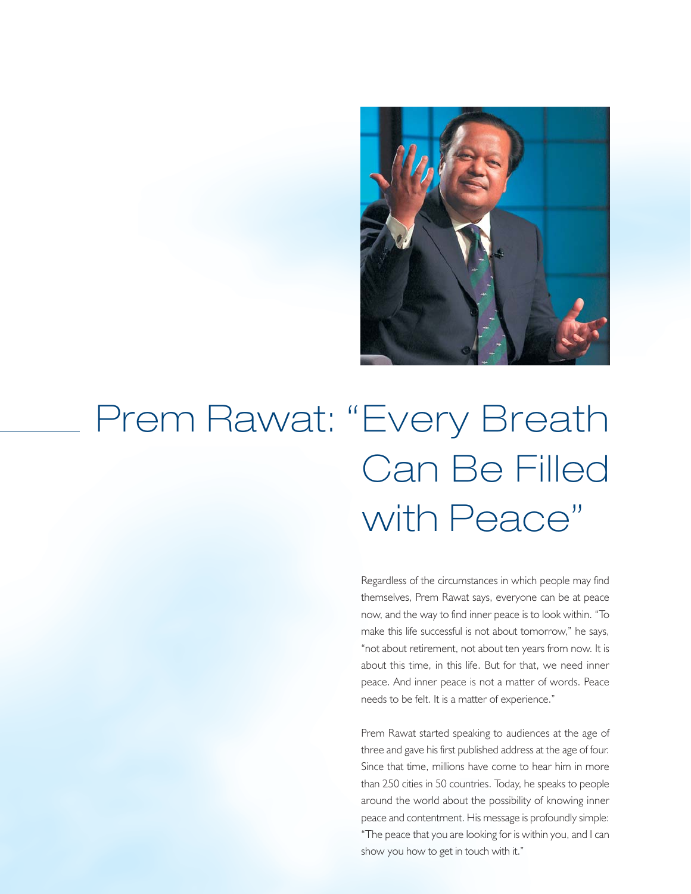# Prem Rawat: "Every Breath Can Be Filled with Peace"

Regardless of the circumstances in which people may find themselves, Prem Rawat says, everyone can be at peace now, and the way to find inner peace is to look within. "To make this life successful is not about tomorrow," he says, "not about retirement, not about ten years from now. It is about this time, in this life. But for that, we need inner peace. And inner peace is not a matter of words. Peace needs to be felt. It is a matter of experience."

Prem Rawat started speaking to audiences at the age of three and gave his first published address at the age of four. Since that time, millions have come to hear him in more than 250 cities in 50 countries. Today, he speaks to people around the world about the possibility of knowing inner peace and contentment. His message is profoundly simple: "The peace that you are looking for is within you, and I can show you how to get in touch with it."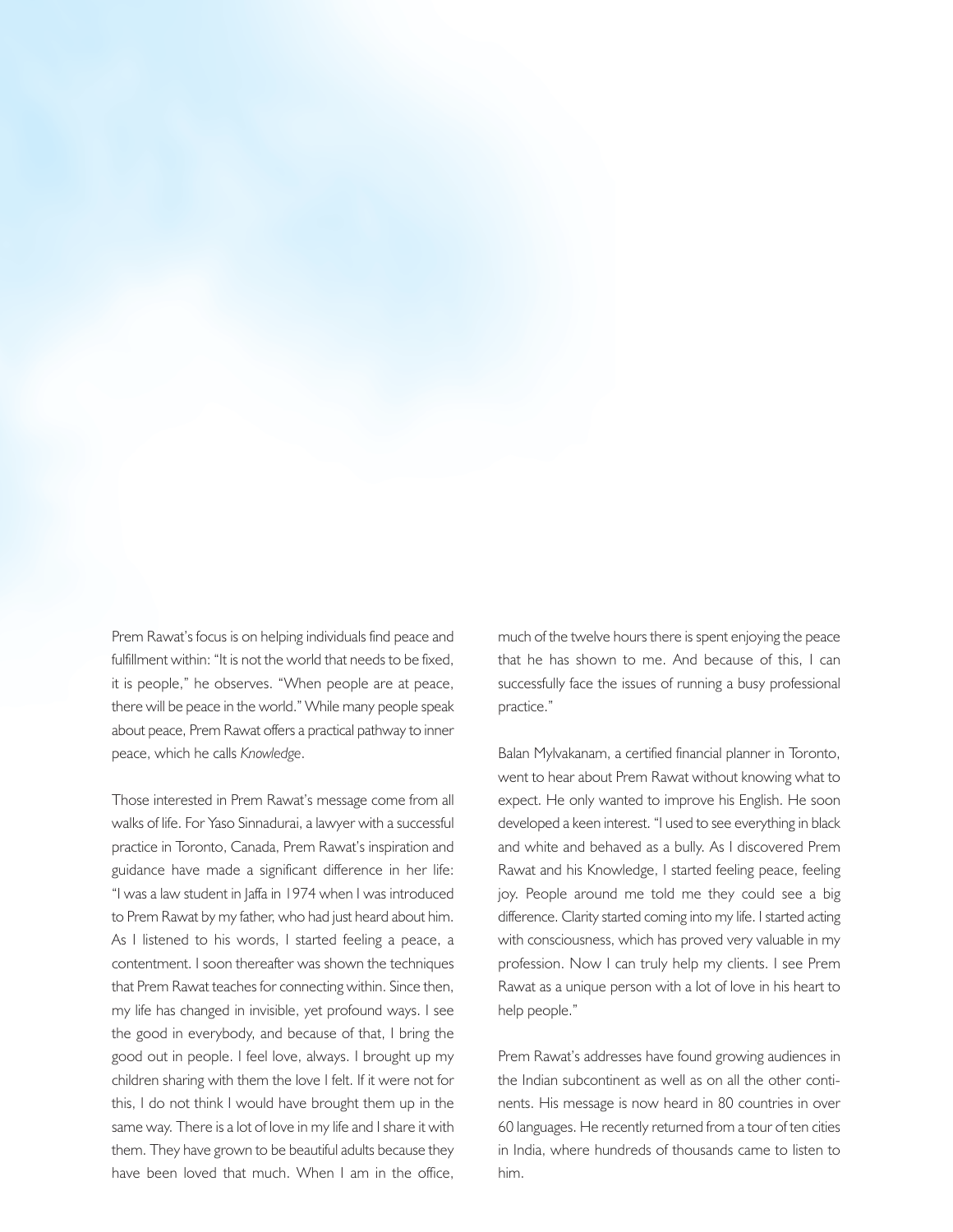Prem Rawat's focus is on helping individuals find peace and fulfillment within: "It is not the world that needs to be fixed, it is people," he observes. "When people are at peace, there will be peace in the world." While many people speak about peace, Prem Rawat offers a practical pathway to inner peace, which he calls *Knowledge*.

Those interested in Prem Rawat's message come from all walks of life. For Yaso Sinnadurai, a lawyer with a successful practice in Toronto, Canada, Prem Rawat's inspiration and guidance have made a significant difference in her life: "I was a law student in Jaffa in 1974 when I was introduced to Prem Rawat by my father, who had just heard about him. As I listened to his words, I started feeling a peace, a contentment. I soon thereafter was shown the techniques that Prem Rawat teaches for connecting within. Since then, my life has changed in invisible, yet profound ways. I see the good in everybody, and because of that, I bring the good out in people. I feel love, always. I brought up my children sharing with them the love I felt. If it were not for this, I do not think I would have brought them up in the same way. There is a lot of love in my life and I share it with them. They have grown to be beautiful adults because they have been loved that much. When I am in the office, much of the twelve hours there is spent enjoying the peace that he has shown to me. And because of this, I can successfully face the issues of running a busy professional practice."

Balan Mylvakanam, a certified financial planner in Toronto, went to hear about Prem Rawat without knowing what to expect. He only wanted to improve his English. He soon developed a keen interest. "I used to see everything in black and white and behaved as a bully. As I discovered Prem Rawat and his Knowledge, I started feeling peace, feeling joy. People around me told me they could see a big difference. Clarity started coming into my life. I started acting with consciousness, which has proved very valuable in my profession. Now I can truly help my clients. I see Prem Rawat as a unique person with a lot of love in his heart to help people."

Prem Rawat's addresses have found growing audiences in the Indian subcontinent as well as on all the other continents. His message is now heard in 80 countries in over 60 languages. He recently returned from a tour of ten cities in India, where hundreds of thousands came to listen to him.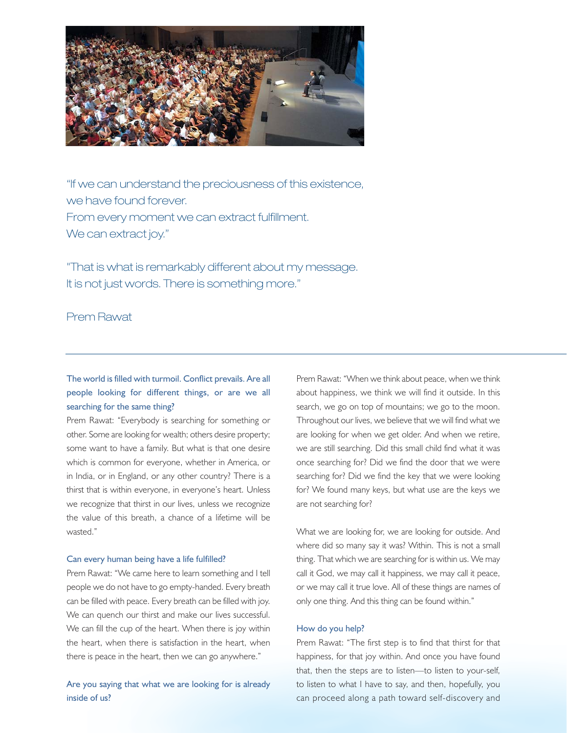"If we can understand the preciousness of this existence,
we have found forever.
From every moment we can extract fulfillment.
We can extract joy."

"That is what is remarkably different about my message.
It is not just words. There is something more."

Prem Rawat

---

**The world is filled with turmoil. Conflict prevails. Are all people looking for different things, or are we all searching for the same thing?**

Prem Rawat: "Everybody is searching for something or other. Some are looking for wealth; others desire property; some want to have a family. But what is that one desire which is common for everyone, whether in America, or in India, or in England, or any other country? There is a thirst that is within everyone, in everyone's heart. Unless we recognize that thirst in our lives, unless we recognize the value of this breath, a chance of a lifetime will be wasted."

**Can every human being have a life fulfilled?**

Prem Rawat: "We came here to learn something and I tell people we do not have to go empty-handed. Every breath can be filled with peace. Every breath can be filled with joy. We can quench our thirst and make our lives successful. We can fill the cup of the heart. When there is joy within the heart, when there is satisfaction in the heart, when there is peace in the heart, then we can go anywhere."

**Are you saying that what we are looking for is already inside of us?**

Prem Rawat: "When we think about peace, when we think about happiness, we think we will find it outside. In this search, we go on top of mountains; we go to the moon. Throughout our lives, we believe that we will find what we are looking for when we get older. And when we retire, we are still searching. Did this small child find what it was once searching for? Did we find the door that we were searching for? Did we find the key that we were looking for? We found many keys, but what use are the keys we are not searching for?

What we are looking for, we are looking for outside. And where did so many say it was? Within. This is not a small thing. That which we are searching for is within us. We may call it God, we may call it happiness, we may call it peace, or we may call it true love. All of these things are names of only one thing. And this thing can be found within."

**How do you help?**

Prem Rawat: "The first step is to find that thirst for that happiness, for that joy within. And once you have found that, then the steps are to listen—to listen to your-self, to listen to what I have to say, and then, hopefully, you can proceed along a path toward self-discovery and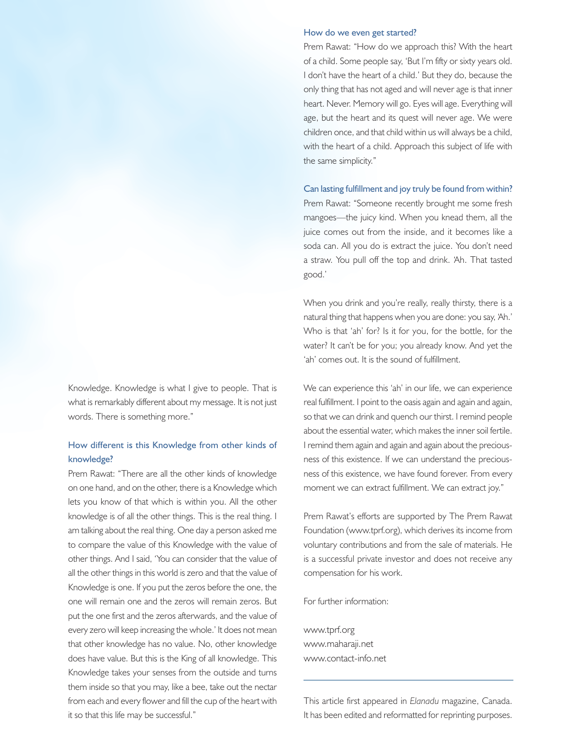Knowledge. Knowledge is what I give to people. That is what is remarkably different about my message. It is not just words. There is something more."

### How different is this Knowledge from other kinds of knowledge?

Prem Rawat: "There are all the other kinds of knowledge on one hand, and on the other, there is a Knowledge which lets you know of that which is within you. All the other knowledge is of all the other things. This is the real thing. I am talking about the real thing. One day a person asked me to compare the value of this Knowledge with the value of other things. And I said, 'You can consider that the value of all the other things in this world is zero and that the value of Knowledge is one. If you put the zeros before the one, the one will remain one and the zeros will remain zeros. But put the one first and the zeros afterwards, and the value of every zero will keep increasing the whole.' It does not mean that other knowledge has no value. No, other knowledge does have value. But this is the King of all knowledge. This Knowledge takes your senses from the outside and turns them inside so that you may, like a bee, take out the nectar from each and every flower and fill the cup of the heart with it so that this life may be successful."

### How do we even get started?

Prem Rawat: "How do we approach this? With the heart of a child. Some people say, 'But I'm fifty or sixty years old. I don't have the heart of a child.' But they do, because the only thing that has not aged and will never age is that inner heart. Never. Memory will go. Eyes will age. Everything will age, but the heart and its quest will never age. We were children once, and that child within us will always be a child, with the heart of a child. Approach this subject of life with the same simplicity."

### Can lasting fulfillment and joy truly be found from within?

Prem Rawat: "Someone recently brought me some fresh mangoes—the juicy kind. When you knead them, all the juice comes out from the inside, and it becomes like a soda can. All you do is extract the juice. You don't need a straw. You pull off the top and drink. 'Ah. That tasted good.'

When you drink and you're really, really thirsty, there is a natural thing that happens when you are done: you say, 'Ah.' Who is that 'ah' for? Is it for you, for the bottle, for the water? It can't be for you; you already know. And yet the 'ah' comes out. It is the sound of fulfillment.

We can experience this 'ah' in our life, we can experience real fulfillment. I point to the oasis again and again and again, so that we can drink and quench our thirst. I remind people about the essential water, which makes the inner soil fertile. I remind them again and again and again about the preciousness of this existence. If we can understand the preciousness of this existence, we have found forever. From every moment we can extract fulfillment. We can extract joy."

Prem Rawat's efforts are supported by The Prem Rawat Foundation (www.tprf.org), which derives its income from voluntary contributions and from the sale of materials. He is a successful private investor and does not receive any compensation for his work.

For further information:

www.tprf.org
www.maharaji.net
www.contact-info.net

---

This article first appeared in *Elanadu* magazine, Canada. It has been edited and reformatted for reprinting purposes.